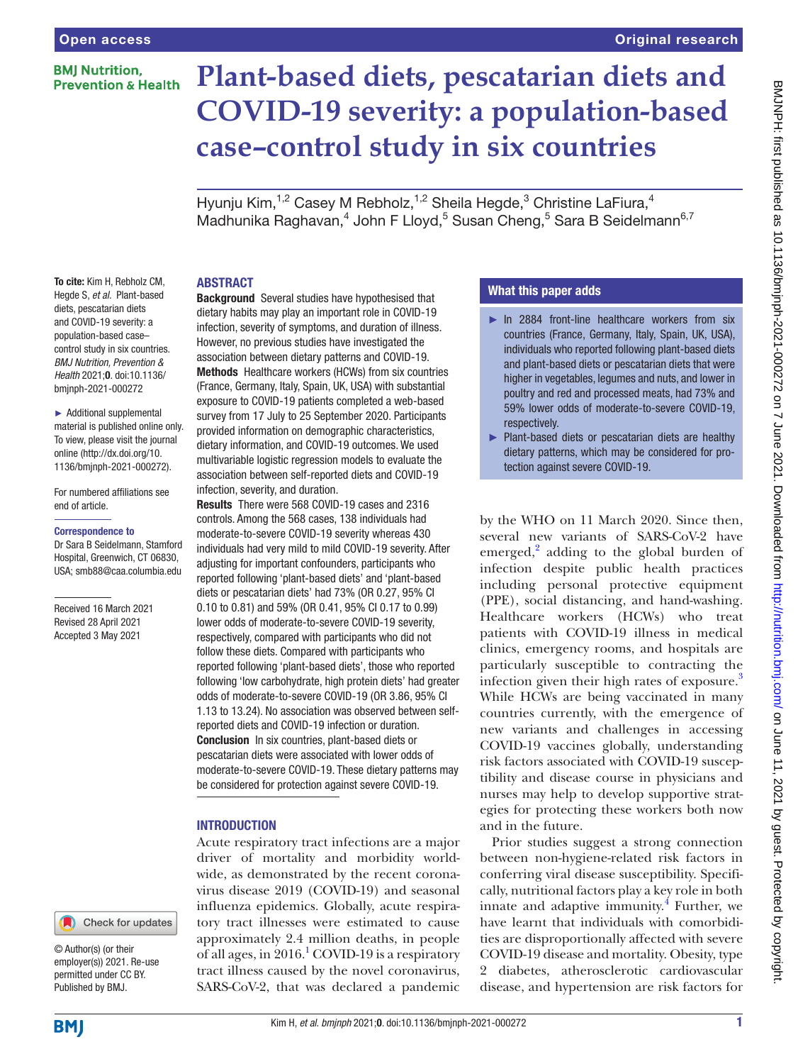Open access | Original research

# Plant-based diets, pescatarian diets and COVID-19 severity: a population-based case–control study in six countries

Hyunju Kim,[1,2] Casey M Rebholz,[1,2] Sheila Hegde,[3] Christine LaFiura,[4] Madhunika Raghavan,[4] John F Lloyd,[5] Susan Cheng,[5] Sara B Seidelmann[6,7]

**To cite:** Kim H, Rebholz CM, Hegde S, *et al*. Plant-based diets, pescatarian diets and COVID-19 severity: a population-based case–control study in six countries. *BMJ Nutrition, Prevention & Health* 2021;**0**. doi:10.1136/bmjnph-2021-000272

► Additional supplemental material is published online only. To view, please visit the journal online (http://dx.doi.org/10.1136/bmjnph-2021-000272).

For numbered affiliations see end of article.

**Correspondence to**
Dr Sara B Seidelmann, Stamford Hospital, Greenwich, CT 06830, USA; smb88@caa.columbia.edu

Received 16 March 2021
Revised 28 April 2021
Accepted 3 May 2021

© Author(s) (or their employer(s)) 2021. Re-use permitted under CC BY. Published by BMJ.

## ABSTRACT

**Background** Several studies have hypothesised that dietary habits may play an important role in COVID-19 infection, severity of symptoms, and duration of illness. However, no previous studies have investigated the association between dietary patterns and COVID-19.

**Methods** Healthcare workers (HCWs) from six countries (France, Germany, Italy, Spain, UK, USA) with substantial exposure to COVID-19 patients completed a web-based survey from 17 July to 25 September 2020. Participants provided information on demographic characteristics, dietary information, and COVID-19 outcomes. We used multivariable logistic regression models to evaluate the association between self-reported diets and COVID-19 infection, severity, and duration.

**Results** There were 568 COVID-19 cases and 2316 controls. Among the 568 cases, 138 individuals had moderate-to-severe COVID-19 severity whereas 430 individuals had very mild to mild COVID-19 severity. After adjusting for important confounders, participants who reported following 'plant-based diets' and 'plant-based diets or pescatarian diets' had 73% (OR 0.27, 95% CI 0.10 to 0.81) and 59% (OR 0.41, 95% CI 0.17 to 0.99) lower odds of moderate-to-severe COVID-19 severity, respectively, compared with participants who did not follow these diets. Compared with participants who reported following 'plant-based diets', those who reported following 'low carbohydrate, high protein diets' had greater odds of moderate-to-severe COVID-19 (OR 3.86, 95% CI 1.13 to 13.24). No association was observed between self-reported diets and COVID-19 infection or duration.

**Conclusion** In six countries, plant-based diets or pescatarian diets were associated with lower odds of moderate-to-severe COVID-19. These dietary patterns may be considered for protection against severe COVID-19.

## What this paper adds

- In 2884 front-line healthcare workers from six countries (France, Germany, Italy, Spain, UK, USA), individuals who reported following plant-based diets and plant-based diets or pescatarian diets that were higher in vegetables, legumes and nuts, and lower in poultry and red and processed meats, had 73% and 59% lower odds of moderate-to-severe COVID-19, respectively.
- Plant-based diets or pescatarian diets are healthy dietary patterns, which may be considered for protection against severe COVID-19.

## INTRODUCTION

Acute respiratory tract infections are a major driver of mortality and morbidity worldwide, as demonstrated by the recent coronavirus disease 2019 (COVID-19) and seasonal influenza epidemics. Globally, acute respiratory tract illnesses were estimated to cause approximately 2.4 million deaths, in people of all ages, in 2016.[1] COVID-19 is a respiratory tract illness caused by the novel coronavirus, SARS-CoV-2, that was declared a pandemic by the WHO on 11 March 2020. Since then, several new variants of SARS-CoV-2 have emerged,[2] adding to the global burden of infection despite public health practices including personal protective equipment (PPE), social distancing, and hand-washing. Healthcare workers (HCWs) who treat patients with COVID-19 illness in medical clinics, emergency rooms, and hospitals are particularly susceptible to contracting the infection given their high rates of exposure.[3] While HCWs are being vaccinated in many countries currently, with the emergence of new variants and challenges in accessing COVID-19 vaccines globally, understanding risk factors associated with COVID-19 susceptibility and disease course in physicians and nurses may help to develop supportive strategies for protecting these workers both now and in the future.

Prior studies suggest a strong connection between non-hygiene-related risk factors in conferring viral disease susceptibility. Specifically, nutritional factors play a key role in both innate and adaptive immunity.[4] Further, we have learnt that individuals with comorbidities are disproportionally affected with severe COVID-19 disease and mortality. Obesity, type 2 diabetes, atherosclerotic cardiovascular disease, and hypertension are risk factors for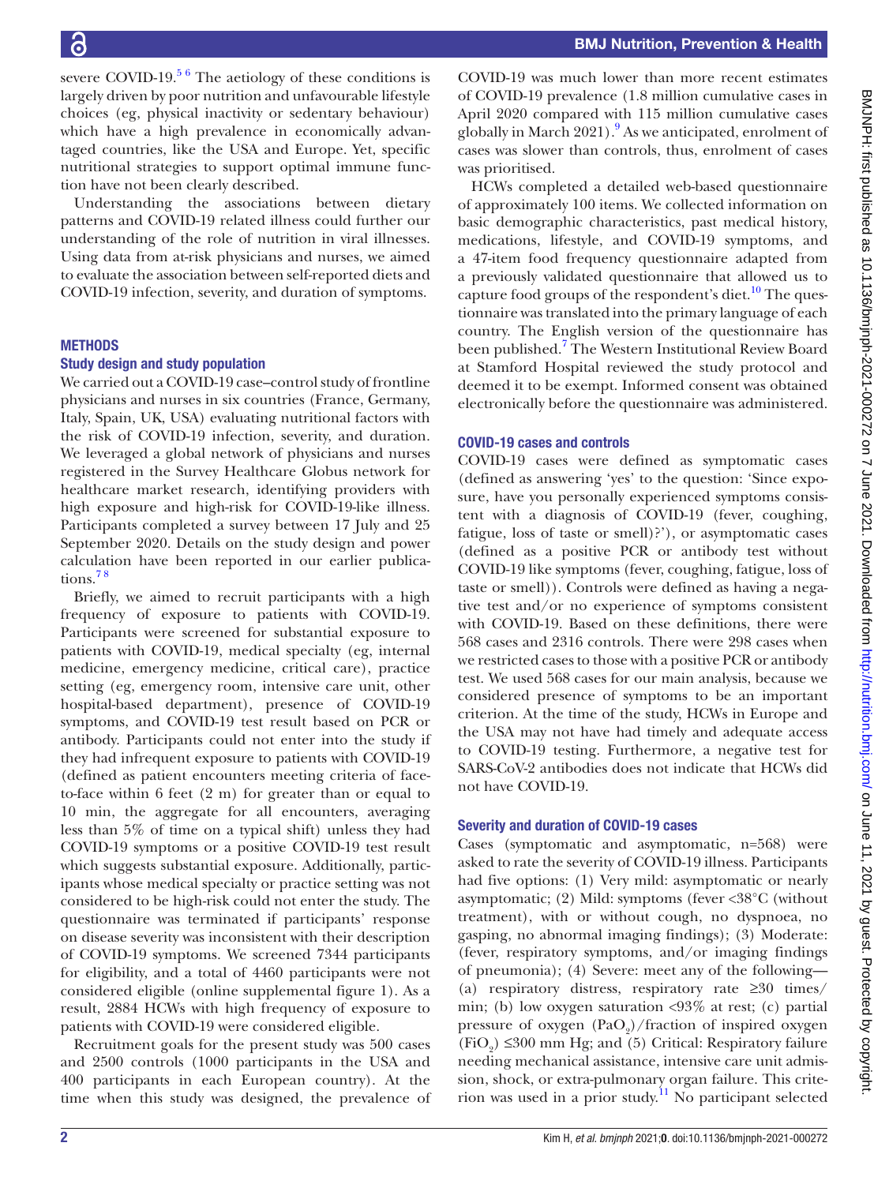severe COVID-19.[5 6] The aetiology of these conditions is largely driven by poor nutrition and unfavourable lifestyle choices (eg, physical inactivity or sedentary behaviour) which have a high prevalence in economically advantaged countries, like the USA and Europe. Yet, specific nutritional strategies to support optimal immune function have not been clearly described.

Understanding the associations between dietary patterns and COVID-19 related illness could further our understanding of the role of nutrition in viral illnesses. Using data from at-risk physicians and nurses, we aimed to evaluate the association between self-reported diets and COVID-19 infection, severity, and duration of symptoms.

## METHODS

### Study design and study population

We carried out a COVID-19 case–control study of frontline physicians and nurses in six countries (France, Germany, Italy, Spain, UK, USA) evaluating nutritional factors with the risk of COVID-19 infection, severity, and duration. We leveraged a global network of physicians and nurses registered in the Survey Healthcare Globus network for healthcare market research, identifying providers with high exposure and high-risk for COVID-19-like illness. Participants completed a survey between 17 July and 25 September 2020. Details on the study design and power calculation have been reported in our earlier publications.[7 8]

Briefly, we aimed to recruit participants with a high frequency of exposure to patients with COVID-19. Participants were screened for substantial exposure to patients with COVID-19, medical specialty (eg, internal medicine, emergency medicine, critical care), practice setting (eg, emergency room, intensive care unit, other hospital-based department), presence of COVID-19 symptoms, and COVID-19 test result based on PCR or antibody. Participants could not enter into the study if they had infrequent exposure to patients with COVID-19 (defined as patient encounters meeting criteria of face-to-face within 6 feet (2 m) for greater than or equal to 10 min, the aggregate for all encounters, averaging less than 5% of time on a typical shift) unless they had COVID-19 symptoms or a positive COVID-19 test result which suggests substantial exposure. Additionally, participants whose medical specialty or practice setting was not considered to be high-risk could not enter the study. The questionnaire was terminated if participants' response on disease severity was inconsistent with their description of COVID-19 symptoms. We screened 7344 participants for eligibility, and a total of 4460 participants were not considered eligible (online supplemental figure 1). As a result, 2884 HCWs with high frequency of exposure to patients with COVID-19 were considered eligible.

Recruitment goals for the present study was 500 cases and 2500 controls (1000 participants in the USA and 400 participants in each European country). At the time when this study was designed, the prevalence of COVID-19 was much lower than more recent estimates of COVID-19 prevalence (1.8 million cumulative cases in April 2020 compared with 115 million cumulative cases globally in March 2021).[9] As we anticipated, enrolment of cases was slower than controls, thus, enrolment of cases was prioritised.

HCWs completed a detailed web-based questionnaire of approximately 100 items. We collected information on basic demographic characteristics, past medical history, medications, lifestyle, and COVID-19 symptoms, and a 47-item food frequency questionnaire adapted from a previously validated questionnaire that allowed us to capture food groups of the respondent's diet.[10] The questionnaire was translated into the primary language of each country. The English version of the questionnaire has been published.[7] The Western Institutional Review Board at Stamford Hospital reviewed the study protocol and deemed it to be exempt. Informed consent was obtained electronically before the questionnaire was administered.

### COVID-19 cases and controls

COVID-19 cases were defined as symptomatic cases (defined as answering 'yes' to the question: 'Since exposure, have you personally experienced symptoms consistent with a diagnosis of COVID-19 (fever, coughing, fatigue, loss of taste or smell)?'), or asymptomatic cases (defined as a positive PCR or antibody test without COVID-19 like symptoms (fever, coughing, fatigue, loss of taste or smell)). Controls were defined as having a negative test and/or no experience of symptoms consistent with COVID-19. Based on these definitions, there were 568 cases and 2316 controls. There were 298 cases when we restricted cases to those with a positive PCR or antibody test. We used 568 cases for our main analysis, because we considered presence of symptoms to be an important criterion. At the time of the study, HCWs in Europe and the USA may not have had timely and adequate access to COVID-19 testing. Furthermore, a negative test for SARS-CoV-2 antibodies does not indicate that HCWs did not have COVID-19.

### Severity and duration of COVID-19 cases

Cases (symptomatic and asymptomatic, n=568) were asked to rate the severity of COVID-19 illness. Participants had five options: (1) Very mild: asymptomatic or nearly asymptomatic; (2) Mild: symptoms (fever <38°C (without treatment), with or without cough, no dyspnoea, no gasping, no abnormal imaging findings); (3) Moderate: (fever, respiratory symptoms, and/or imaging findings of pneumonia); (4) Severe: meet any of the following—(a) respiratory distress, respiratory rate ≥30 times/min; (b) low oxygen saturation <93% at rest; (c) partial pressure of oxygen ($PaO_2$)/fraction of inspired oxygen ($FiO_2$) ≤300 mm Hg; and (5) Critical: Respiratory failure needing mechanical assistance, intensive care unit admission, shock, or extra-pulmonary organ failure. This criterion was used in a prior study.[11] No participant selected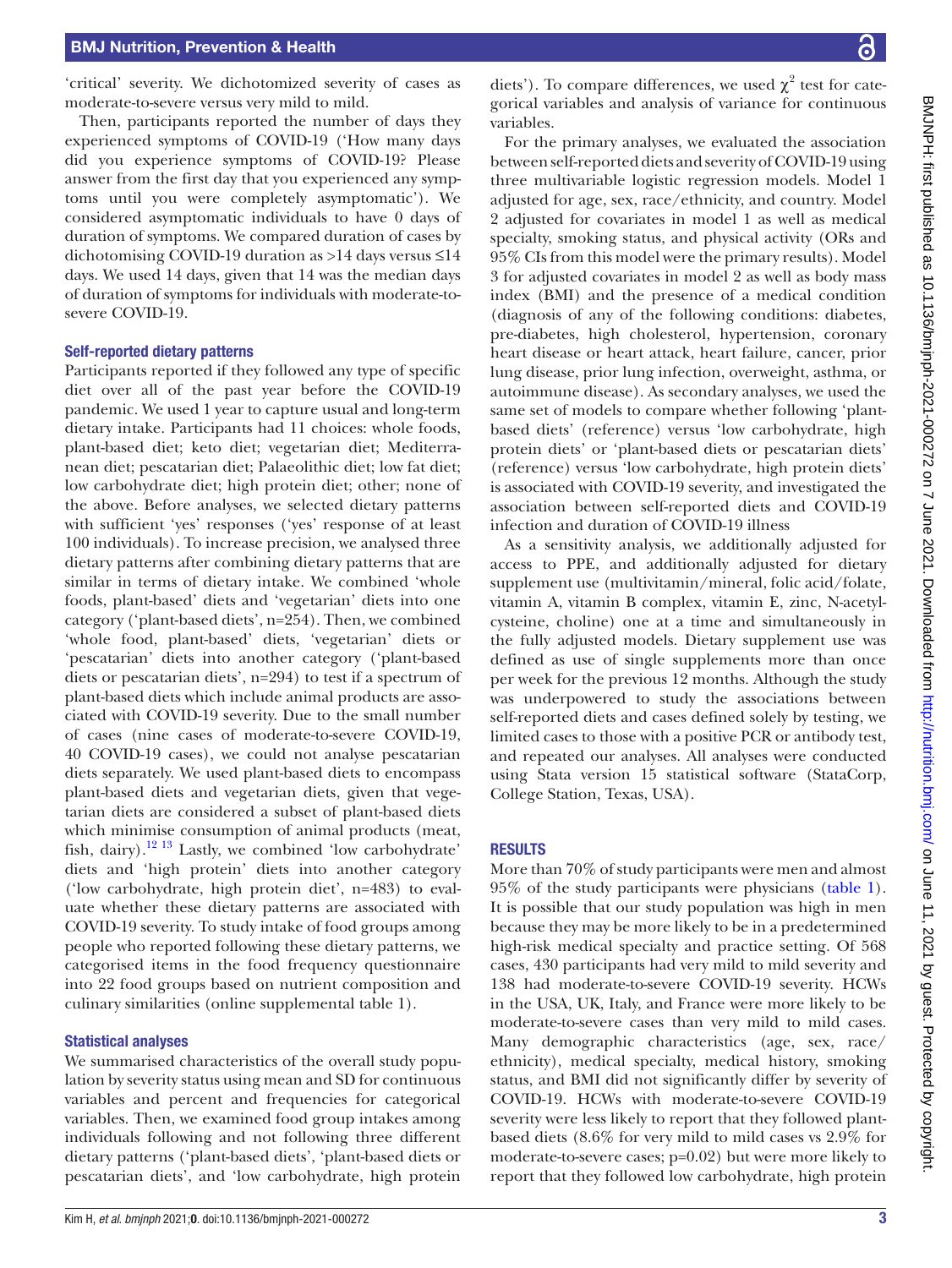'critical' severity. We dichotomized severity of cases as moderate-to-severe versus very mild to mild.

Then, participants reported the number of days they experienced symptoms of COVID-19 ('How many days did you experience symptoms of COVID-19? Please answer from the first day that you experienced any symptoms until you were completely asymptomatic'). We considered asymptomatic individuals to have 0 days of duration of symptoms. We compared duration of cases by dichotomising COVID-19 duration as >14 days versus ≤14 days. We used 14 days, given that 14 was the median days of duration of symptoms for individuals with moderate-to-severe COVID-19.

### Self-reported dietary patterns

Participants reported if they followed any type of specific diet over all of the past year before the COVID-19 pandemic. We used 1 year to capture usual and long-term dietary intake. Participants had 11 choices: whole foods, plant-based diet; keto diet; vegetarian diet; Mediterranean diet; pescatarian diet; Palaeolithic diet; low fat diet; low carbohydrate diet; high protein diet; other; none of the above. Before analyses, we selected dietary patterns with sufficient 'yes' responses ('yes' response of at least 100 individuals). To increase precision, we analysed three dietary patterns after combining dietary patterns that are similar in terms of dietary intake. We combined 'whole foods, plant-based' diets and 'vegetarian' diets into one category ('plant-based diets', n=254). Then, we combined 'whole food, plant-based' diets, 'vegetarian' diets or 'pescatarian' diets into another category ('plant-based diets or pescatarian diets', n=294) to test if a spectrum of plant-based diets which include animal products are associated with COVID-19 severity. Due to the small number of cases (nine cases of moderate-to-severe COVID-19, 40 COVID-19 cases), we could not analyse pescatarian diets separately. We used plant-based diets to encompass plant-based diets and vegetarian diets, given that vegetarian diets are considered a subset of plant-based diets which minimise consumption of animal products (meat, fish, dairy).[12 13] Lastly, we combined 'low carbohydrate' diets and 'high protein' diets into another category ('low carbohydrate, high protein diet', n=483) to evaluate whether these dietary patterns are associated with COVID-19 severity. To study intake of food groups among people who reported following these dietary patterns, we categorised items in the food frequency questionnaire into 22 food groups based on nutrient composition and culinary similarities (online supplemental table 1).

### Statistical analyses

We summarised characteristics of the overall study population by severity status using mean and SD for continuous variables and percent and frequencies for categorical variables. Then, we examined food group intakes among individuals following and not following three different dietary patterns ('plant-based diets', 'plant-based diets or pescatarian diets', and 'low carbohydrate, high protein diets'). To compare differences, we used $\chi^2$ test for categorical variables and analysis of variance for continuous variables.

For the primary analyses, we evaluated the association between self-reported diets and severity of COVID-19 using three multivariable logistic regression models. Model 1 adjusted for age, sex, race/ethnicity, and country. Model 2 adjusted for covariates in model 1 as well as medical specialty, smoking status, and physical activity (ORs and 95% CIs from this model were the primary results). Model 3 for adjusted covariates in model 2 as well as body mass index (BMI) and the presence of a medical condition (diagnosis of any of the following conditions: diabetes, pre-diabetes, high cholesterol, hypertension, coronary heart disease or heart attack, heart failure, cancer, prior lung disease, prior lung infection, overweight, asthma, or autoimmune disease). As secondary analyses, we used the same set of models to compare whether following 'plant-based diets' (reference) versus 'low carbohydrate, high protein diets' or 'plant-based diets or pescatarian diets' (reference) versus 'low carbohydrate, high protein diets' is associated with COVID-19 severity, and investigated the association between self-reported diets and COVID-19 infection and duration of COVID-19 illness

As a sensitivity analysis, we additionally adjusted for access to PPE, and additionally adjusted for dietary supplement use (multivitamin/mineral, folic acid/folate, vitamin A, vitamin B complex, vitamin E, zinc, N-acetylcysteine, choline) one at a time and simultaneously in the fully adjusted models. Dietary supplement use was defined as use of single supplements more than once per week for the previous 12 months. Although the study was underpowered to study the associations between self-reported diets and cases defined solely by testing, we limited cases to those with a positive PCR or antibody test, and repeated our analyses. All analyses were conducted using Stata version 15 statistical software (StataCorp, College Station, Texas, USA).

## RESULTS

More than 70% of study participants were men and almost 95% of the study participants were physicians (table 1). It is possible that our study population was high in men because they may be more likely to be in a predetermined high-risk medical specialty and practice setting. Of 568 cases, 430 participants had very mild to mild severity and 138 had moderate-to-severe COVID-19 severity. HCWs in the USA, UK, Italy, and France were more likely to be moderate-to-severe cases than very mild to mild cases. Many demographic characteristics (age, sex, race/ethnicity), medical specialty, medical history, smoking status, and BMI did not significantly differ by severity of COVID-19. HCWs with moderate-to-severe COVID-19 severity were less likely to report that they followed plant-based diets (8.6% for very mild to mild cases vs 2.9% for moderate-to-severe cases; p=0.02) but were more likely to report that they followed low carbohydrate, high protein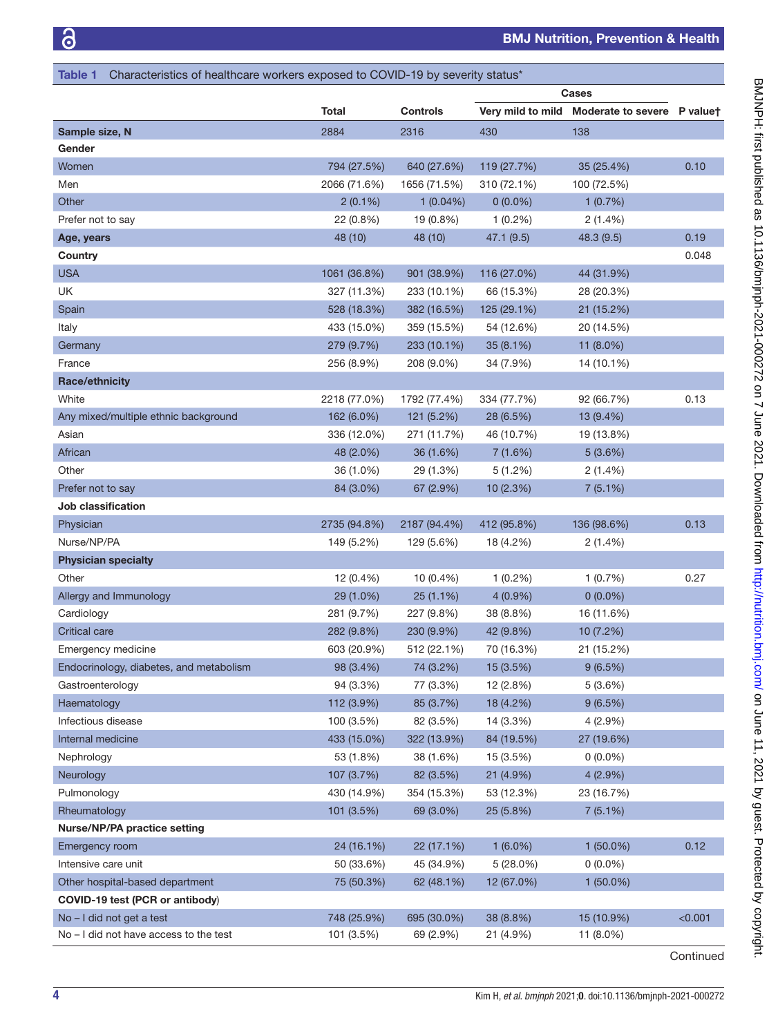**Table 1** Characteristics of healthcare workers exposed to COVID-19 by severity status*

| | Total | Controls | Cases | | P value† |
|---|---|---|---|---|---|
| | | | Very mild to mild | Moderate to severe | |
| **Sample size, N** | 2884 | 2316 | 430 | 138 | |
| **Gender** | | | | | |
| Women | 794 (27.5%) | 640 (27.6%) | 119 (27.7%) | 35 (25.4%) | 0.10 |
| Men | 2066 (71.6%) | 1656 (71.5%) | 310 (72.1%) | 100 (72.5%) | |
| Other | 2 (0.1%) | 1 (0.04%) | 0 (0.0%) | 1 (0.7%) | |
| Prefer not to say | 22 (0.8%) | 19 (0.8%) | 1 (0.2%) | 2 (1.4%) | |
| **Age, years** | 48 (10) | 48 (10) | 47.1 (9.5) | 48.3 (9.5) | 0.19 |
| **Country** | | | | | 0.048 |
| USA | 1061 (36.8%) | 901 (38.9%) | 116 (27.0%) | 44 (31.9%) | |
| UK | 327 (11.3%) | 233 (10.1%) | 66 (15.3%) | 28 (20.3%) | |
| Spain | 528 (18.3%) | 382 (16.5%) | 125 (29.1%) | 21 (15.2%) | |
| Italy | 433 (15.0%) | 359 (15.5%) | 54 (12.6%) | 20 (14.5%) | |
| Germany | 279 (9.7%) | 233 (10.1%) | 35 (8.1%) | 11 (8.0%) | |
| France | 256 (8.9%) | 208 (9.0%) | 34 (7.9%) | 14 (10.1%) | |
| **Race/ethnicity** | | | | | |
| White | 2218 (77.0%) | 1792 (77.4%) | 334 (77.7%) | 92 (66.7%) | 0.13 |
| Any mixed/multiple ethnic background | 162 (6.0%) | 121 (5.2%) | 28 (6.5%) | 13 (9.4%) | |
| Asian | 336 (12.0%) | 271 (11.7%) | 46 (10.7%) | 19 (13.8%) | |
| African | 48 (2.0%) | 36 (1.6%) | 7 (1.6%) | 5 (3.6%) | |
| Other | 36 (1.0%) | 29 (1.3%) | 5 (1.2%) | 2 (1.4%) | |
| Prefer not to say | 84 (3.0%) | 67 (2.9%) | 10 (2.3%) | 7 (5.1%) | |
| **Job classification** | | | | | |
| Physician | 2735 (94.8%) | 2187 (94.4%) | 412 (95.8%) | 136 (98.6%) | 0.13 |
| Nurse/NP/PA | 149 (5.2%) | 129 (5.6%) | 18 (4.2%) | 2 (1.4%) | |
| **Physician specialty** | | | | | |
| Other | 12 (0.4%) | 10 (0.4%) | 1 (0.2%) | 1 (0.7%) | 0.27 |
| Allergy and Immunology | 29 (1.0%) | 25 (1.1%) | 4 (0.9%) | 0 (0.0%) | |
| Cardiology | 281 (9.7%) | 227 (9.8%) | 38 (8.8%) | 16 (11.6%) | |
| Critical care | 282 (9.8%) | 230 (9.9%) | 42 (9.8%) | 10 (7.2%) | |
| Emergency medicine | 603 (20.9%) | 512 (22.1%) | 70 (16.3%) | 21 (15.2%) | |
| Endocrinology, diabetes, and metabolism | 98 (3.4%) | 74 (3.2%) | 15 (3.5%) | 9 (6.5%) | |
| Gastroenterology | 94 (3.3%) | 77 (3.3%) | 12 (2.8%) | 5 (3.6%) | |
| Haematology | 112 (3.9%) | 85 (3.7%) | 18 (4.2%) | 9 (6.5%) | |
| Infectious disease | 100 (3.5%) | 82 (3.5%) | 14 (3.3%) | 4 (2.9%) | |
| Internal medicine | 433 (15.0%) | 322 (13.9%) | 84 (19.5%) | 27 (19.6%) | |
| Nephrology | 53 (1.8%) | 38 (1.6%) | 15 (3.5%) | 0 (0.0%) | |
| Neurology | 107 (3.7%) | 82 (3.5%) | 21 (4.9%) | 4 (2.9%) | |
| Pulmonology | 430 (14.9%) | 354 (15.3%) | 53 (12.3%) | 23 (16.7%) | |
| Rheumatology | 101 (3.5%) | 69 (3.0%) | 25 (5.8%) | 7 (5.1%) | |
| **Nurse/NP/PA practice setting** | | | | | |
| Emergency room | 24 (16.1%) | 22 (17.1%) | 1 (6.0%) | 1 (50.0%) | 0.12 |
| Intensive care unit | 50 (33.6%) | 45 (34.9%) | 5 (28.0%) | 0 (0.0%) | |
| Other hospital-based department | 75 (50.3%) | 62 (48.1%) | 12 (67.0%) | 1 (50.0%) | |
| **COVID-19 test (PCR or antibody)** | | | | | |
| No – I did not get a test | 748 (25.9%) | 695 (30.0%) | 38 (8.8%) | 15 (10.9%) | <0.001 |
| No – I did not have access to the test | 101 (3.5%) | 69 (2.9%) | 21 (4.9%) | 11 (8.0%) | |

Continued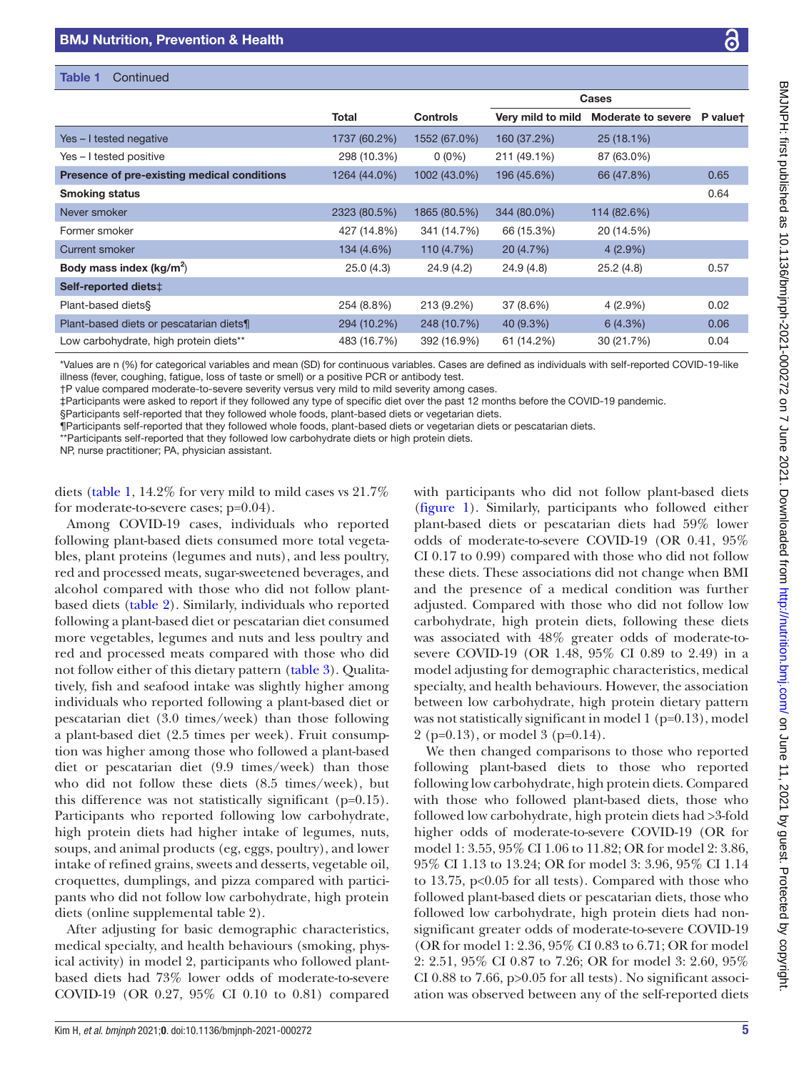**Table 1** Continued

| | Total | Controls | Cases | | P value† |
|---|---|---|---|---|---|
| | | | Very mild to mild | Moderate to severe | |
| Yes – I tested negative | 1737 (60.2%) | 1552 (67.0%) | 160 (37.2%) | 25 (18.1%) | |
| Yes – I tested positive | 298 (10.3%) | 0 (0%) | 211 (49.1%) | 87 (63.0%) | |
| **Presence of pre-existing medical conditions** | 1264 (44.0%) | 1002 (43.0%) | 196 (45.6%) | 66 (47.8%) | 0.65 |
| **Smoking status** | | | | | 0.64 |
| Never smoker | 2323 (80.5%) | 1865 (80.5%) | 344 (80.0%) | 114 (82.6%) | |
| Former smoker | 427 (14.8%) | 341 (14.7%) | 66 (15.3%) | 20 (14.5%) | |
| Current smoker | 134 (4.6%) | 110 (4.7%) | 20 (4.7%) | 4 (2.9%) | |
| **Body mass index (kg/m$^2$)** | 25.0 (4.3) | 24.9 (4.2) | 24.9 (4.8) | 25.2 (4.8) | 0.57 |
| **Self-reported diets‡** | | | | | |
| Plant-based diets§ | 254 (8.8%) | 213 (9.2%) | 37 (8.6%) | 4 (2.9%) | 0.02 |
| Plant-based diets or pescatarian diets¶ | 294 (10.2%) | 248 (10.7%) | 40 (9.3%) | 6 (4.3%) | 0.06 |
| Low carbohydrate, high protein diets** | 483 (16.7%) | 392 (16.9%) | 61 (14.2%) | 30 (21.7%) | 0.04 |

*Values are n (%) for categorical variables and mean (SD) for continuous variables. Cases are defined as individuals with self-reported COVID-19-like illness (fever, coughing, fatigue, loss of taste or smell) or a positive PCR or antibody test.
†P value compared moderate-to-severe severity versus very mild to mild severity among cases.
‡Participants were asked to report if they followed any type of specific diet over the past 12 months before the COVID-19 pandemic.
§Participants self-reported that they followed whole foods, plant-based diets or vegetarian diets.
¶Participants self-reported that they followed whole foods, plant-based diets or vegetarian diets or pescatarian diets.
**Participants self-reported that they followed low carbohydrate diets or high protein diets.
NP, nurse practitioner; PA, physician assistant.

diets (table 1, 14.2% for very mild to mild cases vs 21.7% for moderate-to-severe cases; p=0.04).

Among COVID-19 cases, individuals who reported following plant-based diets consumed more total vegetables, plant proteins (legumes and nuts), and less poultry, red and processed meats, sugar-sweetened beverages, and alcohol compared with those who did not follow plant-based diets (table 2). Similarly, individuals who reported following a plant-based diet or pescatarian diet consumed more vegetables, legumes and nuts and less poultry and red and processed meats compared with those who did not follow either of this dietary pattern (table 3). Qualitatively, fish and seafood intake was slightly higher among individuals who reported following a plant-based diet or pescatarian diet (3.0 times/week) than those following a plant-based diet (2.5 times per week). Fruit consumption was higher among those who followed a plant-based diet or pescatarian diet (9.9 times/week) than those who did not follow these diets (8.5 times/week), but this difference was not statistically significant (p=0.15). Participants who reported following low carbohydrate, high protein diets had higher intake of legumes, nuts, soups, and animal products (eg, eggs, poultry), and lower intake of refined grains, sweets and desserts, vegetable oil, croquettes, dumplings, and pizza compared with participants who did not follow low carbohydrate, high protein diets (online supplemental table 2).

After adjusting for basic demographic characteristics, medical specialty, and health behaviours (smoking, physical activity) in model 2, participants who followed plant-based diets had 73% lower odds of moderate-to-severe COVID-19 (OR 0.27, 95% CI 0.10 to 0.81) compared with participants who did not follow plant-based diets (figure 1). Similarly, participants who followed either plant-based diets or pescatarian diets had 59% lower odds of moderate-to-severe COVID-19 (OR 0.41, 95% CI 0.17 to 0.99) compared with those who did not follow these diets. These associations did not change when BMI and the presence of a medical condition was further adjusted. Compared with those who did not follow low carbohydrate, high protein diets, following these diets was associated with 48% greater odds of moderate-to-severe COVID-19 (OR 1.48, 95% CI 0.89 to 2.49) in a model adjusting for demographic characteristics, medical specialty, and health behaviours. However, the association between low carbohydrate, high protein dietary pattern was not statistically significant in model 1 (p=0.13), model 2 (p=0.13), or model 3 (p=0.14).

We then changed comparisons to those who reported following plant-based diets to those who reported following low carbohydrate, high protein diets. Compared with those who followed plant-based diets, those who followed low carbohydrate, high protein diets had >3-fold higher odds of moderate-to-severe COVID-19 (OR for model 1: 3.55, 95% CI 1.06 to 11.82; OR for model 2: 3.86, 95% CI 1.13 to 13.24; OR for model 3: 3.96, 95% CI 1.14 to 13.75, p<0.05 for all tests). Compared with those who followed plant-based diets or pescatarian diets, those who followed low carbohydrate, high protein diets had non-significant greater odds of moderate-to-severe COVID-19 (OR for model 1: 2.36, 95% CI 0.83 to 6.71; OR for model 2: 2.51, 95% CI 0.87 to 7.26; OR for model 3: 2.60, 95% CI 0.88 to 7.66, p>0.05 for all tests). No significant association was observed between any of the self-reported diets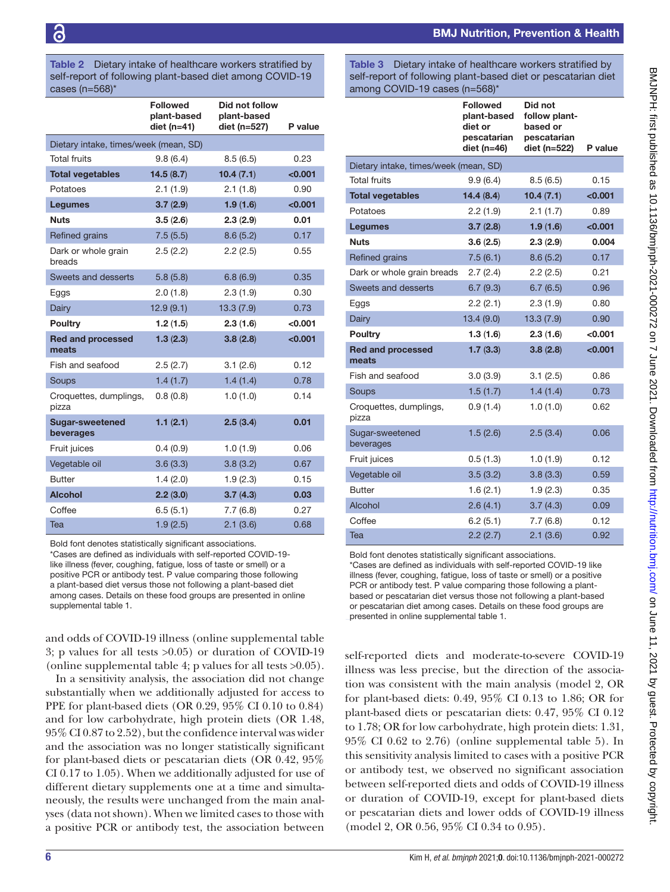**Table 2** Dietary intake of healthcare workers stratified by self-report of following plant-based diet among COVID-19 cases (n=568)*

| | Followed plant-based diet (n=41) | Did not follow plant-based diet (n=527) | P value |
|---|---|---|---|
| Dietary intake, times/week (mean, SD) | | | |
| Total fruits | 9.8 (6.4) | 8.5 (6.5) | 0.23 |
| **Total vegetables** | **14.5 (8.7)** | **10.4 (7.1)** | **<0.001** |
| Potatoes | 2.1 (1.9) | 2.1 (1.8) | 0.90 |
| **Legumes** | **3.7 (2.9)** | **1.9 (1.6)** | **<0.001** |
| **Nuts** | **3.5 (2.6)** | **2.3 (2.9)** | **0.01** |
| Refined grains | 7.5 (5.5) | 8.6 (5.2) | 0.17 |
| Dark or whole grain breads | 2.5 (2.2) | 2.2 (2.5) | 0.55 |
| Sweets and desserts | 5.8 (5.8) | 6.8 (6.9) | 0.35 |
| Eggs | 2.0 (1.8) | 2.3 (1.9) | 0.30 |
| Dairy | 12.9 (9.1) | 13.3 (7.9) | 0.73 |
| **Poultry** | **1.2 (1.5)** | **2.3 (1.6)** | **<0.001** |
| **Red and processed meats** | **1.3 (2.3)** | **3.8 (2.8)** | **<0.001** |
| Fish and seafood | 2.5 (2.7) | 3.1 (2.6) | 0.12 |
| Soups | 1.4 (1.7) | 1.4 (1.4) | 0.78 |
| Croquettes, dumplings, pizza | 0.8 (0.8) | 1.0 (1.0) | 0.14 |
| **Sugar-sweetened beverages** | **1.1 (2.1)** | **2.5 (3.4)** | **0.01** |
| Fruit juices | 0.4 (0.9) | 1.0 (1.9) | 0.06 |
| Vegetable oil | 3.6 (3.3) | 3.8 (3.2) | 0.67 |
| Butter | 1.4 (2.0) | 1.9 (2.3) | 0.15 |
| **Alcohol** | **2.2 (3.0)** | **3.7 (4.3)** | **0.03** |
| Coffee | 6.5 (5.1) | 7.7 (6.8) | 0.27 |
| Tea | 1.9 (2.5) | 2.1 (3.6) | 0.68 |

Bold font denotes statistically significant associations.
*Cases are defined as individuals with self-reported COVID-19-like illness (fever, coughing, fatigue, loss of taste or smell) or a positive PCR or antibody test. P value comparing those following a plant-based diet versus those not following a plant-based diet among cases. Details on these food groups are presented in online supplemental table 1.

**Table 3** Dietary intake of healthcare workers stratified by self-report of following plant-based diet or pescatarian diet among COVID-19 cases (n=568)*

| | Followed plant-based diet or pescatarian diet (n=46) | Did not follow plant-based or pescatarian diet (n=522) | P value |
|---|---|---|---|
| Dietary intake, times/week (mean, SD) | | | |
| Total fruits | 9.9 (6.4) | 8.5 (6.5) | 0.15 |
| **Total vegetables** | **14.4 (8.4)** | **10.4 (7.1)** | **<0.001** |
| Potatoes | 2.2 (1.9) | 2.1 (1.7) | 0.89 |
| **Legumes** | **3.7 (2.8)** | **1.9 (1.6)** | **<0.001** |
| **Nuts** | **3.6 (2.5)** | **2.3 (2.9)** | **0.004** |
| Refined grains | 7.5 (6.1) | 8.6 (5.2) | 0.17 |
| Dark or whole grain breads | 2.7 (2.4) | 2.2 (2.5) | 0.21 |
| Sweets and desserts | 6.7 (9.3) | 6.7 (6.5) | 0.96 |
| Eggs | 2.2 (2.1) | 2.3 (1.9) | 0.80 |
| Dairy | 13.4 (9.0) | 13.3 (7.9) | 0.90 |
| **Poultry** | **1.3 (1.6)** | **2.3 (1.6)** | **<0.001** |
| **Red and processed meats** | **1.7 (3.3)** | **3.8 (2.8)** | **<0.001** |
| Fish and seafood | 3.0 (3.9) | 3.1 (2.5) | 0.86 |
| Soups | 1.5 (1.7) | 1.4 (1.4) | 0.73 |
| Croquettes, dumplings, pizza | 0.9 (1.4) | 1.0 (1.0) | 0.62 |
| Sugar-sweetened beverages | 1.5 (2.6) | 2.5 (3.4) | 0.06 |
| Fruit juices | 0.5 (1.3) | 1.0 (1.9) | 0.12 |
| Vegetable oil | 3.5 (3.2) | 3.8 (3.3) | 0.59 |
| Butter | 1.6 (2.1) | 1.9 (2.3) | 0.35 |
| Alcohol | 2.6 (4.1) | 3.7 (4.3) | 0.09 |
| Coffee | 6.2 (5.1) | 7.7 (6.8) | 0.12 |
| Tea | 2.2 (2.7) | 2.1 (3.6) | 0.92 |

Bold font denotes statistically significant associations.
*Cases are defined as individuals with self-reported COVID-19 like illness (fever, coughing, fatigue, loss of taste or smell) or a positive PCR or antibody test. P value comparing those following a plant-based or pescatarian diet versus those not following a plant-based or pescatarian diet among cases. Details on these food groups are presented in online supplemental table 1.

and odds of COVID-19 illness (online supplemental table 3; p values for all tests >0.05) or duration of COVID-19 (online supplemental table 4; p values for all tests >0.05).

In a sensitivity analysis, the association did not change substantially when we additionally adjusted for access to PPE for plant-based diets (OR 0.29, 95% CI 0.10 to 0.84) and for low carbohydrate, high protein diets (OR 1.48, 95% CI 0.87 to 2.52), but the confidence interval was wider and the association was no longer statistically significant for plant-based diets or pescatarian diets (OR 0.42, 95% CI 0.17 to 1.05). When we additionally adjusted for use of different dietary supplements one at a time and simultaneously, the results were unchanged from the main analyses (data not shown). When we limited cases to those with a positive PCR or antibody test, the association between self-reported diets and moderate-to-severe COVID-19 illness was less precise, but the direction of the association was consistent with the main analysis (model 2, OR for plant-based diets: 0.49, 95% CI 0.13 to 1.86; OR for plant-based diets or pescatarian diets: 0.47, 95% CI 0.12 to 1.78; OR for low carbohydrate, high protein diets: 1.31, 95% CI 0.62 to 2.76) (online supplemental table 5). In this sensitivity analysis limited to cases with a positive PCR or antibody test, we observed no significant association between self-reported diets and odds of COVID-19 illness or duration of COVID-19, except for plant-based diets or pescatarian diets and lower odds of COVID-19 illness (model 2, OR 0.56, 95% CI 0.34 to 0.95).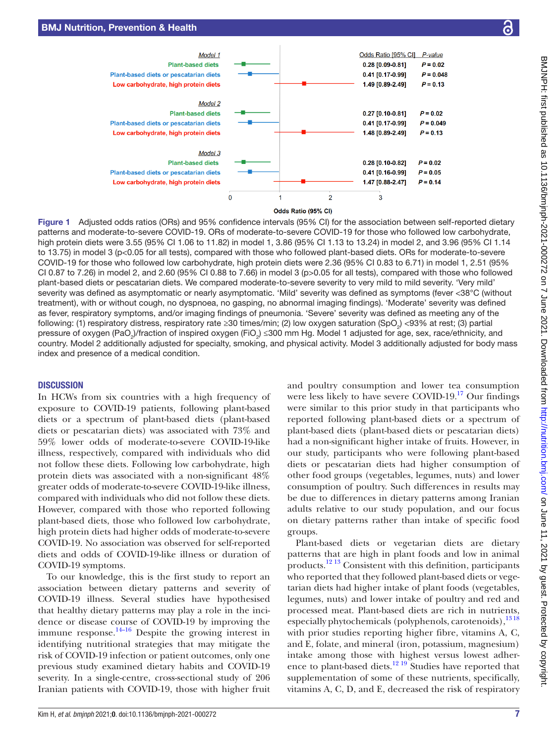| | Odds Ratio [95% CI] | P-value |
|---|---|---|
| *Model 1* | | |
| Plant-based diets | 0.28 [0.09-0.81] | P = 0.02 |
| Plant-based diets or pescatarian diets | 0.41 [0.17-0.99] | P = 0.048 |
| Low carbohydrate, high protein diets | 1.49 [0.89-2.49] | P = 0.13 |
| *Model 2* | | |
| Plant-based diets | 0.27 [0.10-0.81] | P = 0.02 |
| Plant-based diets or pescatarian diets | 0.41 [0.17-0.99] | P = 0.049 |
| Low carbohydrate, high protein diets | 1.48 [0.89-2.49] | P = 0.13 |
| *Model 3* | | |
| Plant-based diets | 0.28 [0.10-0.82] | P = 0.02 |
| Plant-based diets or pescatarian diets | 0.41 [0.16-0.99] | P = 0.05 |
| Low carbohydrate, high protein diets | 1.47 [0.88-2.47] | P = 0.14 |

Odds Ratio (95% CI)

**Figure 1** Adjusted odds ratios (ORs) and 95% confidence intervals (95% CI) for the association between self-reported dietary patterns and moderate-to-severe COVID-19. ORs of moderate-to-severe COVID-19 for those who followed low carbohydrate, high protein diets were 3.55 (95% CI 1.06 to 11.82) in model 1, 3.86 (95% CI 1.13 to 13.24) in model 2, and 3.96 (95% CI 1.14 to 13.75) in model 3 ($p<0.05$ for all tests), compared with those who followed plant-based diets. ORs for moderate-to-severe COVID-19 for those who followed low carbohydrate, high protein diets were 2.36 (95% CI 0.83 to 6.71) in model 1, 2.51 (95% CI 0.87 to 7.26) in model 2, and 2.60 (95% CI 0.88 to 7.66) in model 3 ($p>0.05$ for all tests), compared with those who followed plant-based diets or pescatarian diets. We compared moderate-to-severe severity to very mild to mild severity. 'Very mild' severity was defined as asymptomatic or nearly asymptomatic. 'Mild' severity was defined as symptoms (fever <38°C (without treatment), with or without cough, no dyspnoea, no gasping, no abnormal imaging findings). 'Moderate' severity was defined as fever, respiratory symptoms, and/or imaging findings of pneumonia. 'Severe' severity was defined as meeting any of the following: (1) respiratory distress, respiratory rate ≥30 times/min; (2) low oxygen saturation ($SpO_2$) <93% at rest; (3) partial pressure of oxygen ($PaO_2$)/fraction of inspired oxygen ($FiO_2$) ≤300 mm Hg. Model 1 adjusted for age, sex, race/ethnicity, and country. Model 2 additionally adjusted for specialty, smoking, and physical activity. Model 3 additionally adjusted for body mass index and presence of a medical condition.

## DISCUSSION

In HCWs from six countries with a high frequency of exposure to COVID-19 patients, following plant-based diets or a spectrum of plant-based diets (plant-based diets or pescatarian diets) was associated with 73% and 59% lower odds of moderate-to-severe COVID-19-like illness, respectively, compared with individuals who did not follow these diets. Following low carbohydrate, high protein diets was associated with a non-significant 48% greater odds of moderate-to-severe COVID-19-like illness, compared with individuals who did not follow these diets. However, compared with those who reported following plant-based diets, those who followed low carbohydrate, high protein diets had higher odds of moderate-to-severe COVID-19. No association was observed for self-reported diets and odds of COVID-19-like illness or duration of COVID-19 symptoms.

To our knowledge, this is the first study to report an association between dietary patterns and severity of COVID-19 illness. Several studies have hypothesised that healthy dietary patterns may play a role in the incidence or disease course of COVID-19 by improving the immune response.[14–16] Despite the growing interest in identifying nutritional strategies that may mitigate the risk of COVID-19 infection or patient outcomes, only one previous study examined dietary habits and COVID-19 severity. In a single-centre, cross-sectional study of 206 Iranian patients with COVID-19, those with higher fruit and poultry consumption and lower tea consumption were less likely to have severe COVID-19.[17] Our findings were similar to this prior study in that participants who reported following plant-based diets or a spectrum of plant-based diets (plant-based diets or pescatarian diets) had a non-significant higher intake of fruits. However, in our study, participants who were following plant-based diets or pescatarian diets had higher consumption of other food groups (vegetables, legumes, nuts) and lower consumption of poultry. Such differences in results may be due to differences in dietary patterns among Iranian adults relative to our study population, and our focus on dietary patterns rather than intake of specific food groups.

Plant-based diets or vegetarian diets are dietary patterns that are high in plant foods and low in animal products.[12 13] Consistent with this definition, participants who reported that they followed plant-based diets or vegetarian diets had higher intake of plant foods (vegetables, legumes, nuts) and lower intake of poultry and red and processed meat. Plant-based diets are rich in nutrients, especially phytochemicals (polyphenols, carotenoids),[13 18] with prior studies reporting higher fibre, vitamins A, C, and E, folate, and mineral (iron, potassium, magnesium) intake among those with highest versus lowest adherence to plant-based diets.[12 19] Studies have reported that supplementation of some of these nutrients, specifically, vitamins A, C, D, and E, decreased the risk of respiratory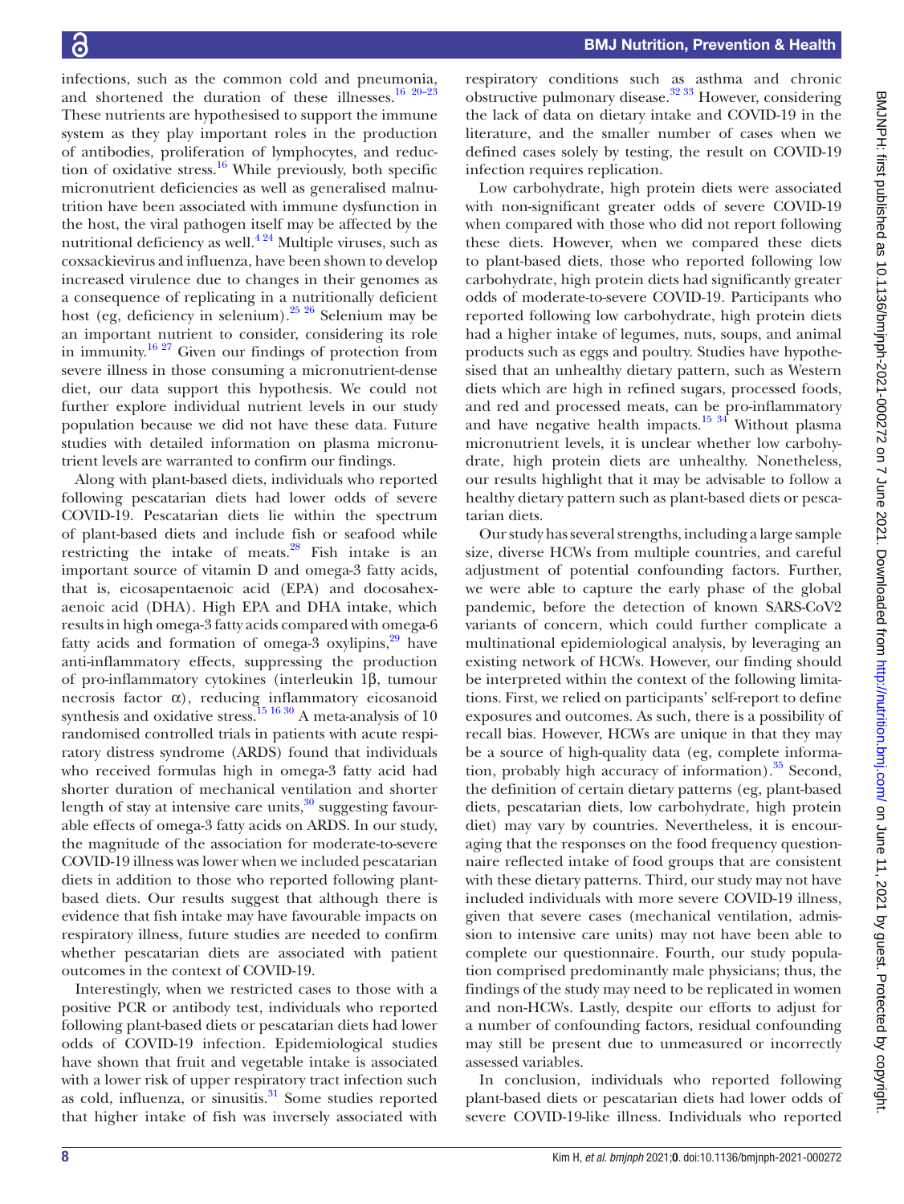infections, such as the common cold and pneumonia, and shortened the duration of these illnesses.[16 20–23] These nutrients are hypothesised to support the immune system as they play important roles in the production of antibodies, proliferation of lymphocytes, and reduction of oxidative stress.[16] While previously, both specific micronutrient deficiencies as well as generalised malnutrition have been associated with immune dysfunction in the host, the viral pathogen itself may be affected by the nutritional deficiency as well.[4 24] Multiple viruses, such as coxsackievirus and influenza, have been shown to develop increased virulence due to changes in their genomes as a consequence of replicating in a nutritionally deficient host (eg, deficiency in selenium).[25 26] Selenium may be an important nutrient to consider, considering its role in immunity.[16 27] Given our findings of protection from severe illness in those consuming a micronutrient-dense diet, our data support this hypothesis. We could not further explore individual nutrient levels in our study population because we did not have these data. Future studies with detailed information on plasma micronutrient levels are warranted to confirm our findings.

Along with plant-based diets, individuals who reported following pescatarian diets had lower odds of severe COVID-19. Pescatarian diets lie within the spectrum of plant-based diets and include fish or seafood while restricting the intake of meats.[28] Fish intake is an important source of vitamin D and omega-3 fatty acids, that is, eicosapentaenoic acid (EPA) and docosahexaenoic acid (DHA). High EPA and DHA intake, which results in high omega-3 fatty acids compared with omega-6 fatty acids and formation of omega-3 oxylipins,[29] have anti-inflammatory effects, suppressing the production of pro-inflammatory cytokines (interleukin 1β, tumour necrosis factor α), reducing inflammatory eicosanoid synthesis and oxidative stress.[15 16 30] A meta-analysis of 10 randomised controlled trials in patients with acute respiratory distress syndrome (ARDS) found that individuals who received formulas high in omega-3 fatty acid had shorter duration of mechanical ventilation and shorter length of stay at intensive care units,[30] suggesting favourable effects of omega-3 fatty acids on ARDS. In our study, the magnitude of the association for moderate-to-severe COVID-19 illness was lower when we included pescatarian diets in addition to those who reported following plant-based diets. Our results suggest that although there is evidence that fish intake may have favourable impacts on respiratory illness, future studies are needed to confirm whether pescatarian diets are associated with patient outcomes in the context of COVID-19.

Interestingly, when we restricted cases to those with a positive PCR or antibody test, individuals who reported following plant-based diets or pescatarian diets had lower odds of COVID-19 infection. Epidemiological studies have shown that fruit and vegetable intake is associated with a lower risk of upper respiratory tract infection such as cold, influenza, or sinusitis.[31] Some studies reported that higher intake of fish was inversely associated with respiratory conditions such as asthma and chronic obstructive pulmonary disease.[32 33] However, considering the lack of data on dietary intake and COVID-19 in the literature, and the smaller number of cases when we defined cases solely by testing, the result on COVID-19 infection requires replication.

Low carbohydrate, high protein diets were associated with non-significant greater odds of severe COVID-19 when compared with those who did not report following these diets. However, when we compared these diets to plant-based diets, those who reported following low carbohydrate, high protein diets had significantly greater odds of moderate-to-severe COVID-19. Participants who reported following low carbohydrate, high protein diets had a higher intake of legumes, nuts, soups, and animal products such as eggs and poultry. Studies have hypothesised that an unhealthy dietary pattern, such as Western diets which are high in refined sugars, processed foods, and red and processed meats, can be pro-inflammatory and have negative health impacts.[15 34] Without plasma micronutrient levels, it is unclear whether low carbohydrate, high protein diets are unhealthy. Nonetheless, our results highlight that it may be advisable to follow a healthy dietary pattern such as plant-based diets or pescatarian diets.

Our study has several strengths, including a large sample size, diverse HCWs from multiple countries, and careful adjustment of potential confounding factors. Further, we were able to capture the early phase of the global pandemic, before the detection of known SARS-CoV2 variants of concern, which could further complicate a multinational epidemiological analysis, by leveraging an existing network of HCWs. However, our finding should be interpreted within the context of the following limitations. First, we relied on participants' self-report to define exposures and outcomes. As such, there is a possibility of recall bias. However, HCWs are unique in that they may be a source of high-quality data (eg, complete information, probably high accuracy of information).[35] Second, the definition of certain dietary patterns (eg, plant-based diets, pescatarian diets, low carbohydrate, high protein diet) may vary by countries. Nevertheless, it is encouraging that the responses on the food frequency questionnaire reflected intake of food groups that are consistent with these dietary patterns. Third, our study may not have included individuals with more severe COVID-19 illness, given that severe cases (mechanical ventilation, admission to intensive care units) may not have been able to complete our questionnaire. Fourth, our study population comprised predominantly male physicians; thus, the findings of the study may need to be replicated in women and non-HCWs. Lastly, despite our efforts to adjust for a number of confounding factors, residual confounding may still be present due to unmeasured or incorrectly assessed variables.

In conclusion, individuals who reported following plant-based diets or pescatarian diets had lower odds of severe COVID-19-like illness. Individuals who reported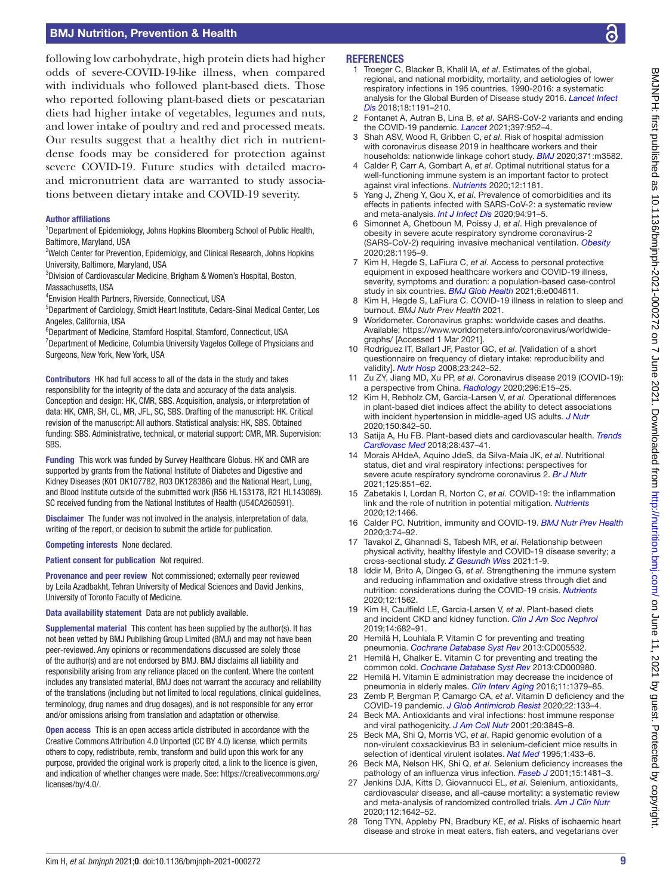following low carbohydrate, high protein diets had higher odds of severe-COVID-19-like illness, when compared with individuals who followed plant-based diets. Those who reported following plant-based diets or pescatarian diets had higher intake of vegetables, legumes and nuts, and lower intake of poultry and red and processed meats. Our results suggest that a healthy diet rich in nutrient-dense foods may be considered for protection against severe COVID-19. Future studies with detailed macro- and micronutrient data are warranted to study associations between dietary intake and COVID-19 severity.

#### Author affiliations

[1]Department of Epidemiology, Johns Hopkins Bloomberg School of Public Health, Baltimore, Maryland, USA
[2]Welch Center for Prevention, Epidemiolgy, and Clinical Research, Johns Hopkins University, Baltimore, Maryland, USA
[3]Division of Cardiovascular Medicine, Brigham & Women's Hospital, Boston, Massachusetts, USA
[4]Envision Health Partners, Riverside, Connecticut, USA
[5]Department of Cardiology, Smidt Heart Institute, Cedars-Sinai Medical Center, Los Angeles, California, USA
[6]Department of Medicine, Stamford Hospital, Stamford, Connecticut, USA
[7]Department of Medicine, Columbia University Vagelos College of Physicians and Surgeons, New York, New York, USA

**Contributors** HK had full access to all of the data in the study and takes responsibility for the integrity of the data and accuracy of the data analysis. Conception and design: HK, CMR, SBS. Acquisition, analysis, or interpretation of data: HK, CMR, SH, CL, MR, JFL, SC, SBS. Drafting of the manuscript: HK. Critical revision of the manuscript: All authors. Statistical analysis: HK, SBS. Obtained funding: SBS. Administrative, technical, or material support: CMR, MR. Supervision: SBS.

**Funding** This work was funded by Survey Healthcare Globus. HK and CMR are supported by grants from the National Institute of Diabetes and Digestive and Kidney Diseases (K01 DK107782, R03 DK128386) and the National Heart, Lung, and Blood Institute outside of the submitted work (R56 HL153178, R21 HL143089). SC received funding from the National Institutes of Health (U54CA260591).

**Disclaimer** The funder was not involved in the analysis, interpretation of data, writing of the report, or decision to submit the article for publication.

**Competing interests** None declared.

**Patient consent for publication** Not required.

**Provenance and peer review** Not commissioned; externally peer reviewed by Leila Azadbakht, Tehran University of Medical Sciences and David Jenkins, University of Toronto Faculty of Medicine.

**Data availability statement** Data are not publicly available.

**Supplemental material** This content has been supplied by the author(s). It has not been vetted by BMJ Publishing Group Limited (BMJ) and may not have been peer-reviewed. Any opinions or recommendations discussed are solely those of the author(s) and are not endorsed by BMJ. BMJ disclaims all liability and responsibility arising from any reliance placed on the content. Where the content includes any translated material, BMJ does not warrant the accuracy and reliability of the translations (including but not limited to local regulations, clinical guidelines, terminology, drug names and drug dosages), and is not responsible for any error and/or omissions arising from translation and adaptation or otherwise.

**Open access** This is an open access article distributed in accordance with the Creative Commons Attribution 4.0 Unported (CC BY 4.0) license, which permits others to copy, redistribute, remix, transform and build upon this work for any purpose, provided the original work is properly cited, a link to the licence is given, and indication of whether changes were made. See: https://creativecommons.org/licenses/by/4.0/.

## REFERENCES

1. Troeger C, Blacker B, Khalil IA, *et al*. Estimates of the global, regional, and national morbidity, mortality, and aetiologies of lower respiratory infections in 195 countries, 1990-2016: a systematic analysis for the Global Burden of Disease study 2016. *Lancet Infect Dis* 2018;18:1191–210.
2. Fontanet A, Autran B, Lina B, *et al*. SARS-CoV-2 variants and ending the COVID-19 pandemic. *Lancet* 2021;397:952–4.
3. Shah ASV, Wood R, Gribben C, *et al*. Risk of hospital admission with coronavirus disease 2019 in healthcare workers and their households: nationwide linkage cohort study. *BMJ* 2020;371:m3582.
4. Calder P, Carr A, Gombart A, *et al*. Optimal nutritional status for a well-functioning immune system is an important factor to protect against viral infections. *Nutrients* 2020;12:1181.
5. Yang J, Zheng Y, Gou X, *et al*. Prevalence of comorbidities and its effects in patients infected with SARS-CoV-2: a systematic review and meta-analysis. *Int J Infect Dis* 2020;94:91–5.
6. Simonnet A, Chetboun M, Poissy J, *et al*. High prevalence of obesity in severe acute respiratory syndrome coronavirus-2 (SARS-CoV-2) requiring invasive mechanical ventilation. *Obesity* 2020;28:1195–9.
7. Kim H, Hegde S, LaFiura C, *et al*. Access to personal protective equipment in exposed healthcare workers and COVID-19 illness, severity, symptoms and duration: a population-based case-control study in six countries. *BMJ Glob Health* 2021;6:e004611.
8. Kim H, Hegde S, LaFiura C. COVID-19 illness in relation to sleep and burnout. *BMJ Nutr Prev Health* 2021.
9. Worldometer. Coronavirus graphs: worldwide cases and deaths. Available: https://www.worldometers.info/coronavirus/worldwide-graphs/ [Accessed 1 Mar 2021].
10. Rodríguez IT, Ballart JF, Pastor GC, *et al*. [Validation of a short questionnaire on frequency of dietary intake: reproducibility and validity]. *Nutr Hosp* 2008;23:242–52.
11. Zu ZY, Jiang MD, Xu PP, *et al*. Coronavirus disease 2019 (COVID-19): a perspective from China. *Radiology* 2020;296:E15–25.
12. Kim H, Rebholz CM, Garcia-Larsen V, *et al*. Operational differences in plant-based diet indices affect the ability to detect associations with incident hypertension in middle-aged US adults. *J Nutr* 2020;150:842–50.
13. Satija A, Hu FB. Plant-based diets and cardiovascular health. *Trends Cardiovasc Med* 2018;28:437–41.
14. Morais AHdeA, Aquino JdeS, da Silva-Maia JK, *et al*. Nutritional status, diet and viral respiratory infections: perspectives for severe acute respiratory syndrome coronavirus 2. *Br J Nutr* 2021;125:851–62.
15. Zabetakis I, Lordan R, Norton C, *et al*. COVID-19: the inflammation link and the role of nutrition in potential mitigation. *Nutrients* 2020;12:1466.
16. Calder PC. Nutrition, immunity and COVID-19. *BMJ Nutr Prev Health* 2020;3:74–92.
17. Tavakol Z, Ghannadi S, Tabesh MR, *et al*. Relationship between physical activity, healthy lifestyle and COVID-19 disease severity; a cross-sectional study. *Z Gesundh Wiss* 2021:1-9.
18. Iddir M, Brito A, Dingeo G, *et al*. Strengthening the immune system and reducing inflammation and oxidative stress through diet and nutrition: considerations during the COVID-19 crisis. *Nutrients* 2020;12:1562.
19. Kim H, Caulfield LE, Garcia-Larsen V, *et al*. Plant-based diets and incident CKD and kidney function. *Clin J Am Soc Nephrol* 2019;14:682–91.
20. Hemilä H, Louhiala P. Vitamin C for preventing and treating pneumonia. *Cochrane Database Syst Rev* 2013:CD005532.
21. Hemilä H, Chalker E. Vitamin C for preventing and treating the common cold. *Cochrane Database Syst Rev* 2013:CD000980.
22. Hemilä H. Vitamin E administration may decrease the incidence of pneumonia in elderly males. *Clin Interv Aging* 2016;11:1379–85.
23. Zemb P, Bergman P, Camargo CA, *et al*. Vitamin D deficiency and the COVID-19 pandemic. *J Glob Antimicrob Resist* 2020;22:133–4.
24. Beck MA. Antioxidants and viral infections: host immune response and viral pathogenicity. *J Am Coll Nutr* 2001;20:384S–8.
25. Beck MA, Shi Q, Morris VC, *et al*. Rapid genomic evolution of a non-virulent coxsackievirus B3 in selenium-deficient mice results in selection of identical virulent isolates. *Nat Med* 1995;1:433–6.
26. Beck MA, Nelson HK, Shi Q, *et al*. Selenium deficiency increases the pathology of an influenza virus infection. *Faseb J* 2001;15:1481–3.
27. Jenkins DJA, Kitts D, Giovannucci EL, *et al*. Selenium, antioxidants, cardiovascular disease, and all-cause mortality: a systematic review and meta-analysis of randomized controlled trials. *Am J Clin Nutr* 2020;112:1642–52.
28. Tong TYN, Appleby PN, Bradbury KE, *et al*. Risks of ischaemic heart disease and stroke in meat eaters, fish eaters, and vegetarians over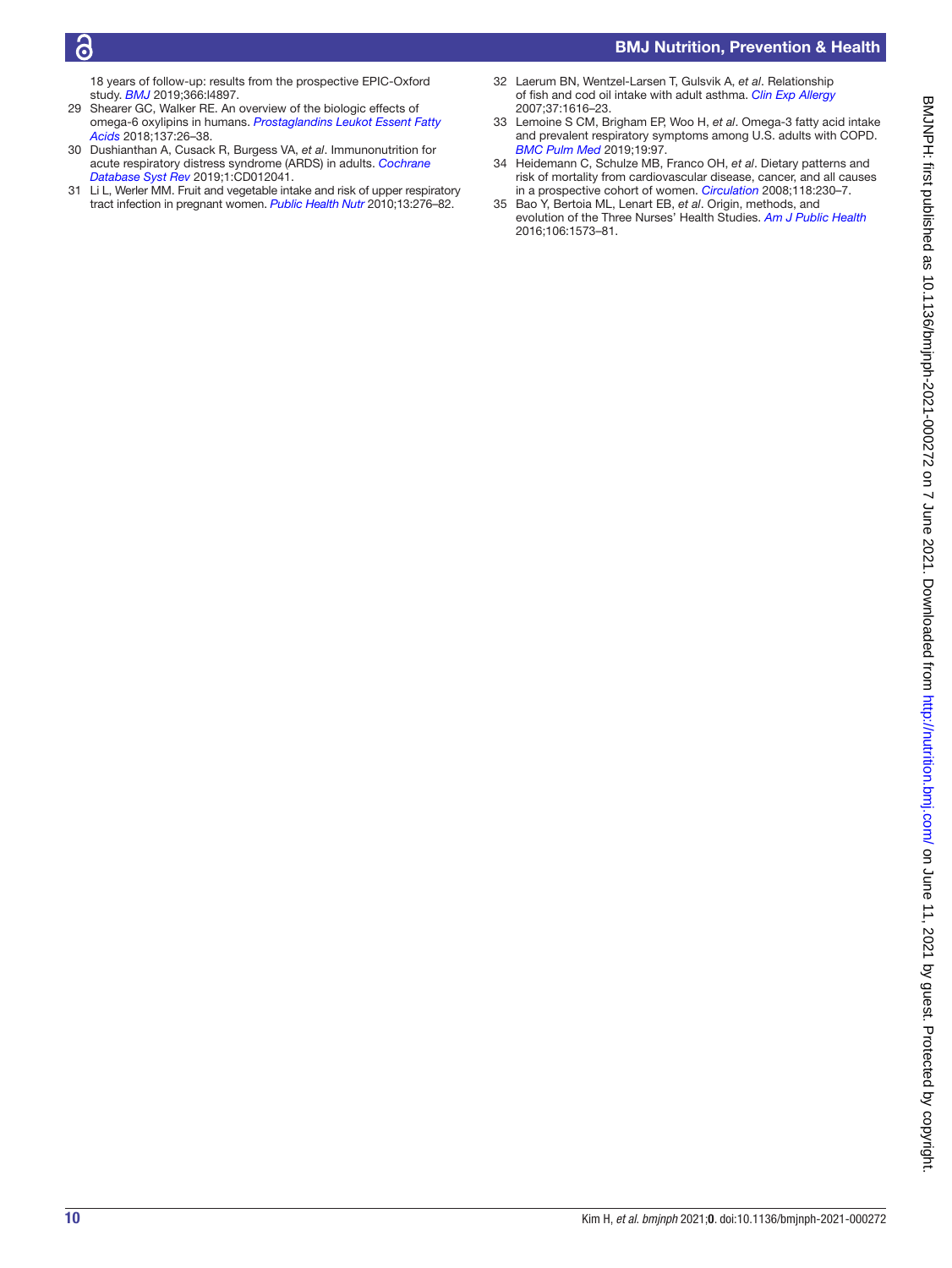18 years of follow-up: results from the prospective EPIC-Oxford study. *BMJ* 2019;366:l4897.

29 Shearer GC, Walker RE. An overview of the biologic effects of omega-6 oxylipins in humans. *Prostaglandins Leukot Essent Fatty Acids* 2018;137:26–38.

30 Dushianthan A, Cusack R, Burgess VA, *et al*. Immunonutrition for acute respiratory distress syndrome (ARDS) in adults. *Cochrane Database Syst Rev* 2019;1:CD012041.

31 Li L, Werler MM. Fruit and vegetable intake and risk of upper respiratory tract infection in pregnant women. *Public Health Nutr* 2010;13:276–82.

32 Laerum BN, Wentzel-Larsen T, Gulsvik A, *et al*. Relationship of fish and cod oil intake with adult asthma. *Clin Exp Allergy* 2007;37:1616–23.

33 Lemoine S CM, Brigham EP, Woo H, *et al*. Omega-3 fatty acid intake and prevalent respiratory symptoms among U.S. adults with COPD. *BMC Pulm Med* 2019;19:97.

34 Heidemann C, Schulze MB, Franco OH, *et al*. Dietary patterns and risk of mortality from cardiovascular disease, cancer, and all causes in a prospective cohort of women. *Circulation* 2008;118:230–7.

35 Bao Y, Bertoia ML, Lenart EB, *et al*. Origin, methods, and evolution of the Three Nurses' Health Studies. *Am J Public Health* 2016;106:1573–81.